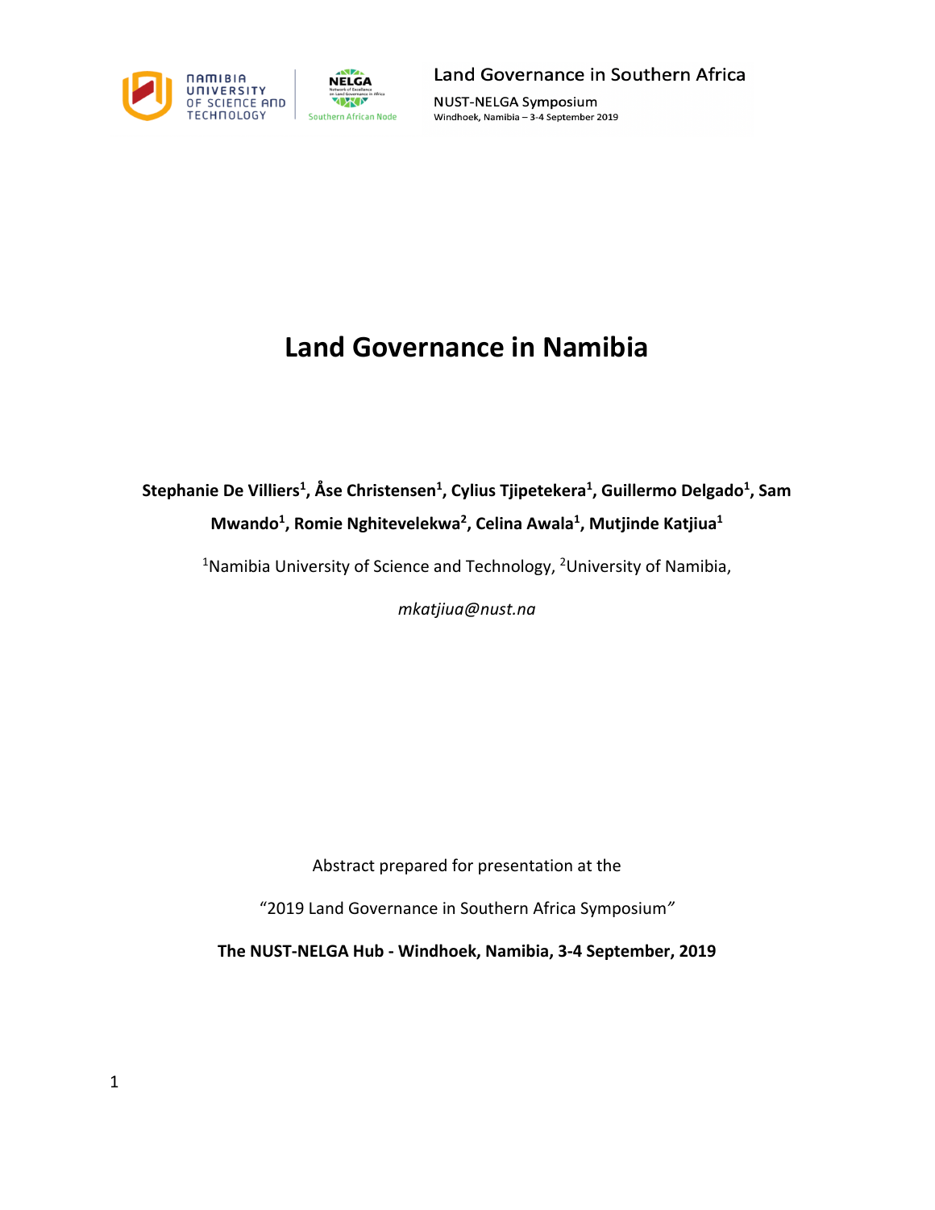# Land Governance in Namibia

**Stephanie De Villiers[1], Åse Christensen[1], Cylius Tjipetekera[1], Guillermo Delgado[1], Sam Mwando[1], Romie Nghitevelekwa[2], Celina Awala[1], Mutjinde Katjiua[1]**

[1]Namibia University of Science and Technology, [2]University of Namibia,

*mkatjiua@nust.na*

Abstract prepared for presentation at the

"2019 Land Governance in Southern Africa Symposium"

**The NUST-NELGA Hub - Windhoek, Namibia, 3-4 September, 2019**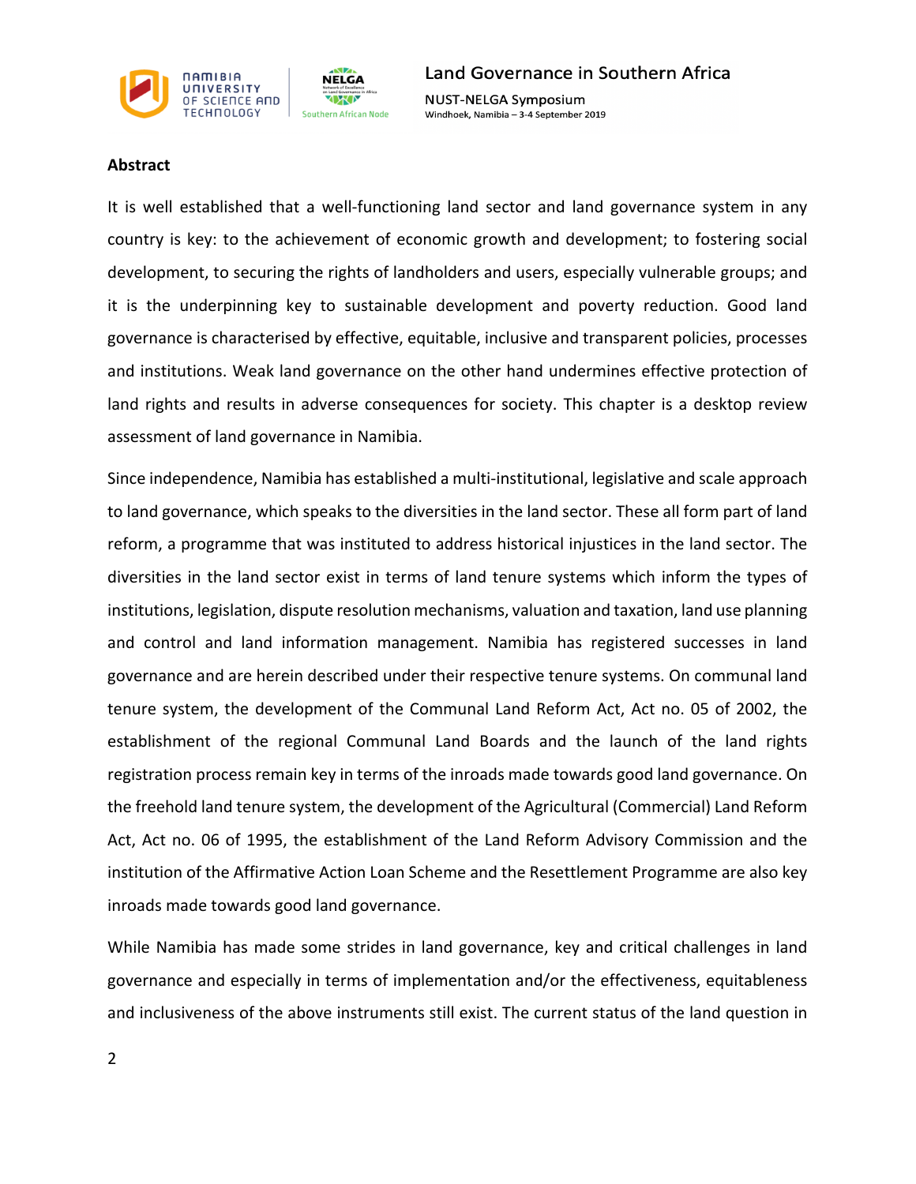## Abstract

It is well established that a well-functioning land sector and land governance system in any country is key: to the achievement of economic growth and development; to fostering social development, to securing the rights of landholders and users, especially vulnerable groups; and it is the underpinning key to sustainable development and poverty reduction. Good land governance is characterised by effective, equitable, inclusive and transparent policies, processes and institutions. Weak land governance on the other hand undermines effective protection of land rights and results in adverse consequences for society. This chapter is a desktop review assessment of land governance in Namibia.

Since independence, Namibia has established a multi-institutional, legislative and scale approach to land governance, which speaks to the diversities in the land sector. These all form part of land reform, a programme that was instituted to address historical injustices in the land sector. The diversities in the land sector exist in terms of land tenure systems which inform the types of institutions, legislation, dispute resolution mechanisms, valuation and taxation, land use planning and control and land information management. Namibia has registered successes in land governance and are herein described under their respective tenure systems. On communal land tenure system, the development of the Communal Land Reform Act, Act no. 05 of 2002, the establishment of the regional Communal Land Boards and the launch of the land rights registration process remain key in terms of the inroads made towards good land governance. On the freehold land tenure system, the development of the Agricultural (Commercial) Land Reform Act, Act no. 06 of 1995, the establishment of the Land Reform Advisory Commission and the institution of the Affirmative Action Loan Scheme and the Resettlement Programme are also key inroads made towards good land governance.

While Namibia has made some strides in land governance, key and critical challenges in land governance and especially in terms of implementation and/or the effectiveness, equitableness and inclusiveness of the above instruments still exist. The current status of the land question in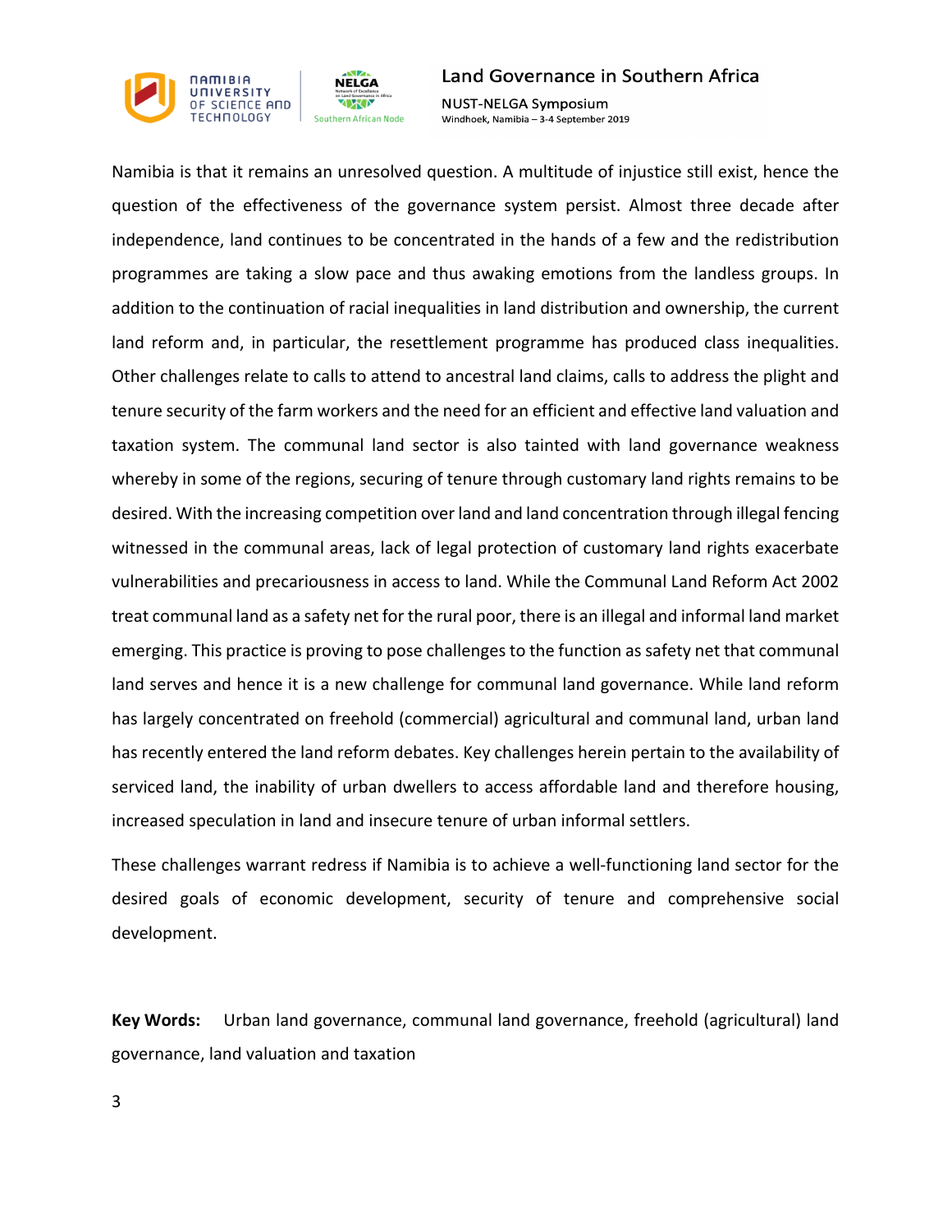Namibia is that it remains an unresolved question. A multitude of injustice still exist, hence the question of the effectiveness of the governance system persist. Almost three decade after independence, land continues to be concentrated in the hands of a few and the redistribution programmes are taking a slow pace and thus awaking emotions from the landless groups. In addition to the continuation of racial inequalities in land distribution and ownership, the current land reform and, in particular, the resettlement programme has produced class inequalities. Other challenges relate to calls to attend to ancestral land claims, calls to address the plight and tenure security of the farm workers and the need for an efficient and effective land valuation and taxation system. The communal land sector is also tainted with land governance weakness whereby in some of the regions, securing of tenure through customary land rights remains to be desired. With the increasing competition over land and land concentration through illegal fencing witnessed in the communal areas, lack of legal protection of customary land rights exacerbate vulnerabilities and precariousness in access to land. While the Communal Land Reform Act 2002 treat communal land as a safety net for the rural poor, there is an illegal and informal land market emerging. This practice is proving to pose challenges to the function as safety net that communal land serves and hence it is a new challenge for communal land governance. While land reform has largely concentrated on freehold (commercial) agricultural and communal land, urban land has recently entered the land reform debates. Key challenges herein pertain to the availability of serviced land, the inability of urban dwellers to access affordable land and therefore housing, increased speculation in land and insecure tenure of urban informal settlers.

These challenges warrant redress if Namibia is to achieve a well-functioning land sector for the desired goals of economic development, security of tenure and comprehensive social development.

**Key Words:** Urban land governance, communal land governance, freehold (agricultural) land governance, land valuation and taxation